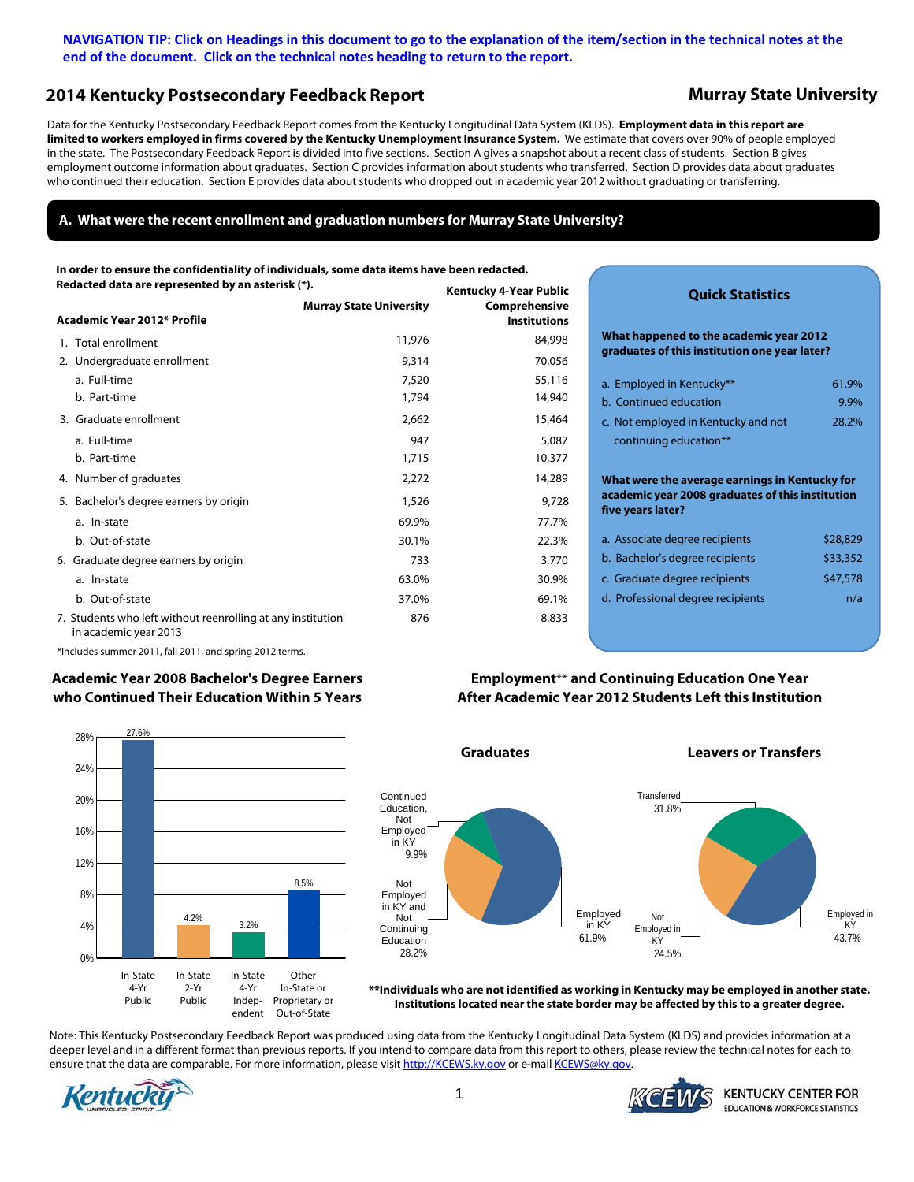**NAVIGATION TIP: Click on Headings in this document to go to the explanation of the item/section in the technical notes at the end of the document. Click on the technical notes heading to return to the report.**

# 2014 Kentucky Postsecondary Feedback Report

## Murray State University

Data for the Kentucky Postsecondary Feedback Report comes from the Kentucky Longitudinal Data System (KLDS). **Employment data in this report are limited to workers employed in firms covered by the Kentucky Unemployment Insurance System.** We estimate that covers over 90% of people employed in the state. The Postsecondary Feedback Report is divided into five sections. Section A gives a snapshot about a recent class of students. Section B gives employment outcome information about graduates. Section C provides information about students who transferred. Section D provides data about graduates who continued their education. Section E provides data about students who dropped out in academic year 2012 without graduating or transferring.

## A. What were the recent enrollment and graduation numbers for Murray State University?

**In order to ensure the confidentiality of individuals, some data items have been redacted. Redacted data are represented by an asterisk (*).**

| Academic Year 2012* Profile | Murray State University | Kentucky 4-Year Public Comprehensive Institutions |
|---|---|---|
| 1. Total enrollment | 11,976 | 84,998 |
| 2. Undergraduate enrollment | 9,314 | 70,056 |
| a. Full-time | 7,520 | 55,116 |
| b. Part-time | 1,794 | 14,940 |
| 3. Graduate enrollment | 2,662 | 15,464 |
| a. Full-time | 947 | 5,087 |
| b. Part-time | 1,715 | 10,377 |
| 4. Number of graduates | 2,272 | 14,289 |
| 5. Bachelor's degree earners by origin | 1,526 | 9,728 |
| a. In-state | 69.9% | 77.7% |
| b. Out-of-state | 30.1% | 22.3% |
| 6. Graduate degree earners by origin | 733 | 3,770 |
| a. In-state | 63.0% | 30.9% |
| b. Out-of-state | 37.0% | 69.1% |
| 7. Students who left without reenrolling at any institution in academic year 2013 | 876 | 8,833 |

*Includes summer 2011, fall 2011, and spring 2012 terms.

### Quick Statistics

**What happened to the academic year 2012 graduates of this institution one year later?**

| | |
|---|---|
| a. Employed in Kentucky** | 61.9% |
| b. Continued education | 9.9% |
| c. Not employed in Kentucky and not continuing education** | 28.2% |

**What were the average earnings in Kentucky for academic year 2008 graduates of this institution five years later?**

| | |
|---|---|
| a. Associate degree recipients | $28,829 |
| b. Bachelor's degree recipients | $33,352 |
| c. Graduate degree recipients | $47,578 |
| d. Professional degree recipients | n/a |

### Academic Year 2008 Bachelor's Degree Earners who Continued Their Education Within 5 Years

| In-State 4-Yr Public | In-State 2-Yr Public | In-State 4-Yr Independent | Other In-State or Proprietary or Out-of-State |
|---|---|---|---|
| 27.6% | 4.2% | 3.2% | 8.5% |

### Employment** and Continuing Education One Year After Academic Year 2012 Students Left this Institution

**Graduates**

| Category | Percent |
|---|---|
| Employed in KY | 61.9% |
| Continued Education, Not Employed in KY | 9.9% |
| Not Employed in KY and Not Continuing Education | 28.2% |

**Leavers or Transfers**

| Category | Percent |
|---|---|
| Employed in KY | 43.7% |
| Transferred | 31.8% |
| Not Employed in KY | 24.5% |

****Individuals who are not identified as working in Kentucky may be employed in another state. Institutions located near the state border may be affected by this to a greater degree.**

Note: This Kentucky Postsecondary Feedback Report was produced using data from the Kentucky Longitudinal Data System (KLDS) and provides information at a deeper level and in a different format than previous reports. If you intend to compare data from this report to others, please review the technical notes for each to ensure that the data are comparable. For more information, please visit http://KCEWS.ky.gov or e-mail KCEWS@ky.gov.

KENTUCKY CENTER FOR EDUCATION & WORKFORCE STATISTICS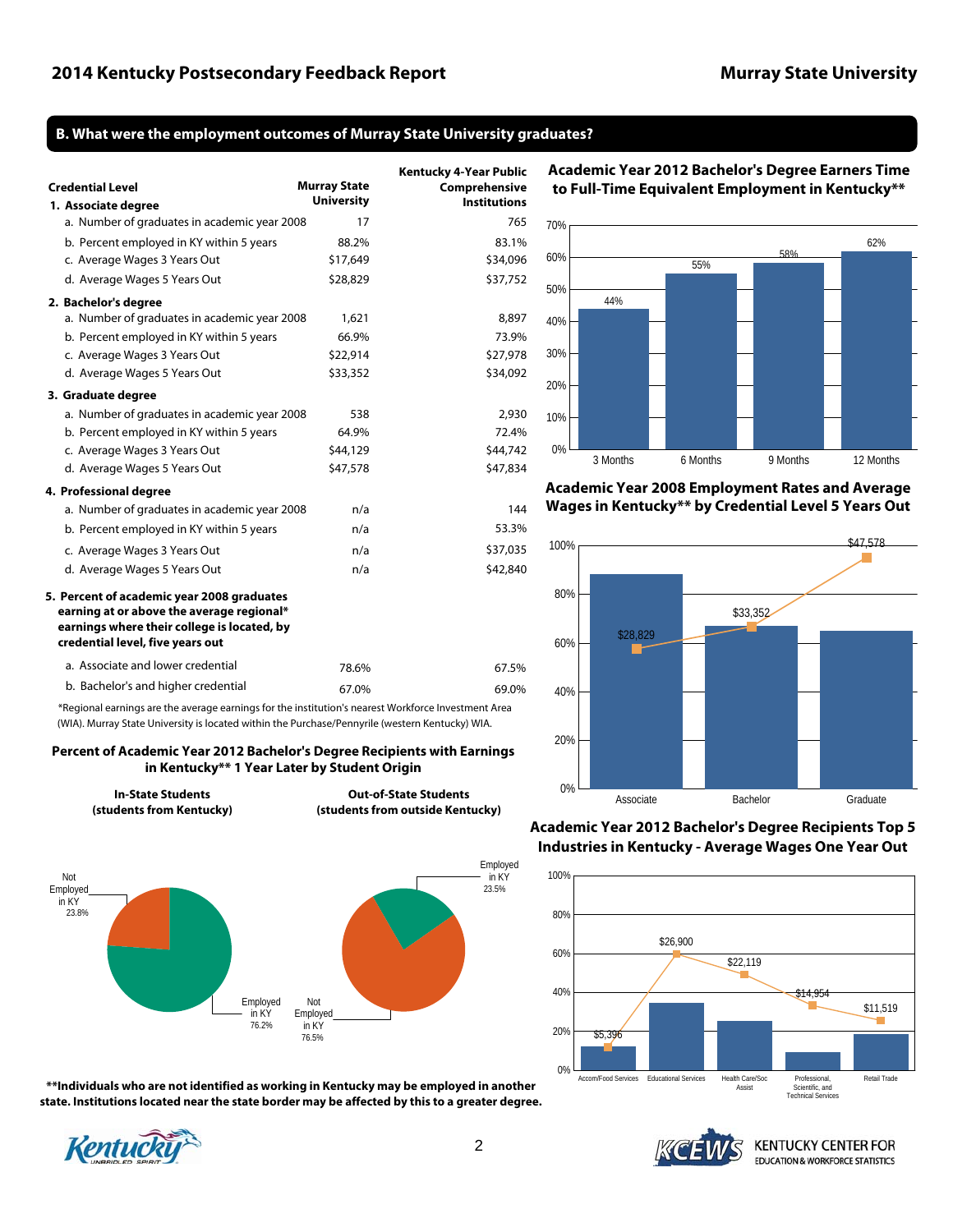## B. What were the employment outcomes of Murray State University graduates?

| Credential Level | Murray State University | Kentucky 4-Year Public Comprehensive Institutions |
|---|---|---|
| **1. Associate degree** | | |
| a. Number of graduates in academic year 2008 | 17 | 765 |
| b. Percent employed in KY within 5 years | 88.2% | 83.1% |
| c. Average Wages 3 Years Out | $17,649 | $34,096 |
| d. Average Wages 5 Years Out | $28,829 | $37,752 |
| **2. Bachelor's degree** | | |
| a. Number of graduates in academic year 2008 | 1,621 | 8,897 |
| b. Percent employed in KY within 5 years | 66.9% | 73.9% |
| c. Average Wages 3 Years Out | $22,914 | $27,978 |
| d. Average Wages 5 Years Out | $33,352 | $34,092 |
| **3. Graduate degree** | | |
| a. Number of graduates in academic year 2008 | 538 | 2,930 |
| b. Percent employed in KY within 5 years | 64.9% | 72.4% |
| c. Average Wages 3 Years Out | $44,129 | $44,742 |
| d. Average Wages 5 Years Out | $47,578 | $47,834 |
| **4. Professional degree** | | |
| a. Number of graduates in academic year 2008 | n/a | 144 |
| b. Percent employed in KY within 5 years | n/a | 53.3% |
| c. Average Wages 3 Years Out | n/a | $37,035 |
| d. Average Wages 5 Years Out | n/a | $42,840 |
| **5. Percent of academic year 2008 graduates earning at or above the average regional* earnings where their college is located, by credential level, five years out** | | |
| a. Associate and lower credential | 78.6% | 67.5% |
| b. Bachelor's and higher credential | 67.0% | 69.0% |

*Regional earnings are the average earnings for the institution's nearest Workforce Investment Area (WIA). Murray State University is located within the Purchase/Pennyrile (western Kentucky) WIA.

### Percent of Academic Year 2012 Bachelor's Degree Recipients with Earnings in Kentucky** 1 Year Later by Student Origin

| | In-State Students (students from Kentucky) | Out-of-State Students (students from outside Kentucky) |
|---|---|---|
| Employed in KY | 76.2% | 23.5% |
| Not Employed in KY | 23.8% | 76.5% |

### Academic Year 2012 Bachelor's Degree Earners Time to Full-Time Equivalent Employment in Kentucky**

| 3 Months | 6 Months | 9 Months | 12 Months |
|---|---|---|---|
| 44% | 55% | 58% | 62% |

### Academic Year 2008 Employment Rates and Average Wages in Kentucky** by Credential Level 5 Years Out

| | Associate | Bachelor | Graduate |
|---|---|---|---|
| Average Wages | $28,829 | $33,352 | $47,578 |

### Academic Year 2012 Bachelor's Degree Recipients Top 5 Industries in Kentucky - Average Wages One Year Out

| Accom/Food Services | Educational Services | Health Care/Soc Assist | Professional, Scientific, and Technical Services | Retail Trade |
|---|---|---|---|---|
| $5,396 | $26,900 | $22,119 | $14,954 | $11,519 |

**Individuals who are not identified as working in Kentucky may be employed in another state. Institutions located near the state border may be affected by this to a greater degree.**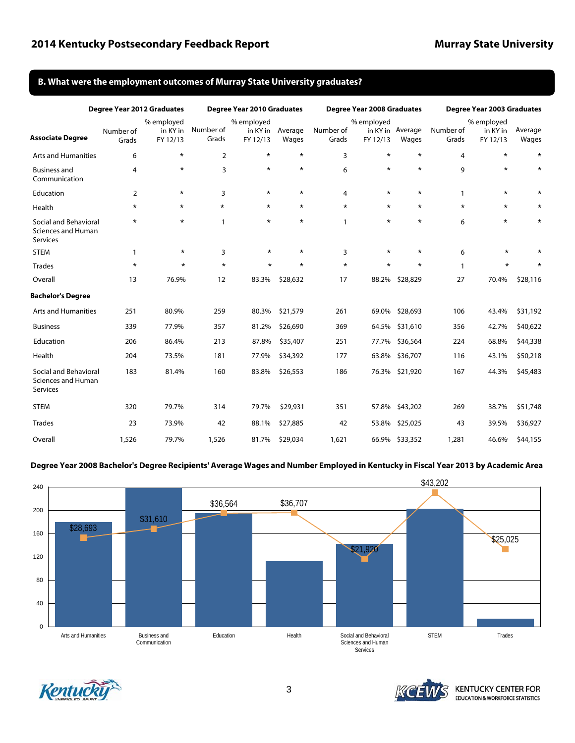## B. What were the employment outcomes of Murray State University graduates?

| | Degree Year 2012 Graduates | | Degree Year 2010 Graduates | | | Degree Year 2008 Graduates | | | Degree Year 2003 Graduates | | |
|---|---|---|---|---|---|---|---|---|---|---|---|
| **Associate Degree** | Number of Grads | % employed in KY in FY 12/13 | Number of Grads | % employed in KY in FY 12/13 | Average Wages | Number of Grads | % employed in KY in FY 12/13 | Average Wages | Number of Grads | % employed in KY in FY 12/13 | Average Wages |
| Arts and Humanities | 6 | * | 2 | * | * | 3 | * | * | 4 | * | * |
| Business and Communication | 4 | * | 3 | * | * | 6 | * | * | 9 | * | * |
| Education | 2 | * | 3 | * | * | 4 | * | * | 1 | * | * |
| Health | * | * | * | * | * | * | * | * | * | * | * |
| Social and Behavioral Sciences and Human Services | * | * | 1 | * | * | 1 | * | * | 6 | * | * |
| STEM | 1 | * | 3 | * | * | 3 | * | * | 6 | * | * |
| Trades | * | * | * | * | * | * | * | * | 1 | * | * |
| Overall | 13 | 76.9% | 12 | 83.3% | $28,632 | 17 | 88.2% | $28,829 | 27 | 70.4% | $28,116 |
| **Bachelor's Degree** | | | | | | | | | | | |
| Arts and Humanities | 251 | 80.9% | 259 | 80.3% | $21,579 | 261 | 69.0% | $28,693 | 106 | 43.4% | $31,192 |
| Business | 339 | 77.9% | 357 | 81.2% | $26,690 | 369 | 64.5% | $31,610 | 356 | 42.7% | $40,622 |
| Education | 206 | 86.4% | 213 | 87.8% | $35,407 | 251 | 77.7% | $36,564 | 224 | 68.8% | $44,338 |
| Health | 204 | 73.5% | 181 | 77.9% | $34,392 | 177 | 63.8% | $36,707 | 116 | 43.1% | $50,218 |
| Social and Behavioral Sciences and Human Services | 183 | 81.4% | 160 | 83.8% | $26,553 | 186 | 76.3% | $21,920 | 167 | 44.3% | $45,483 |
| STEM | 320 | 79.7% | 314 | 79.7% | $29,931 | 351 | 57.8% | $43,202 | 269 | 38.7% | $51,748 |
| Trades | 23 | 73.9% | 42 | 88.1% | $27,885 | 42 | 53.8% | $25,025 | 43 | 39.5% | $36,927 |
| Overall | 1,526 | 79.7% | 1,526 | 81.7% | $29,034 | 1,621 | 66.9% | $33,352 | 1,281 | 46.6% | $44,155 |

**Degree Year 2008 Bachelor's Degree Recipients' Average Wages and Number Employed in Kentucky in Fiscal Year 2013 by Academic Area**

| Academic Area | Average Wages |
|---|---|
| Arts and Humanities | $28,693 |
| Business and Communication | $31,610 |
| Education | $36,564 |
| Health | $36,707 |
| Social and Behavioral Sciences and Human Services | $21,920 |
| STEM | $43,202 |
| Trades | $25,025 |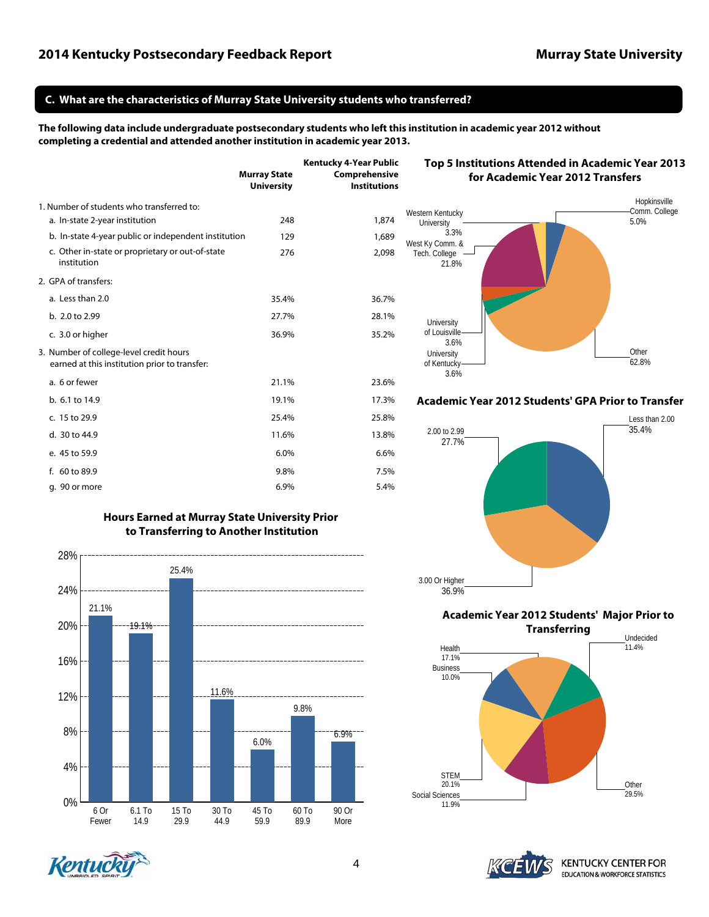## C. What are the characteristics of Murray State University students who transferred?

**The following data include undergraduate postsecondary students who left this institution in academic year 2012 without completing a credential and attended another institution in academic year 2013.**

| | Murray State University | Kentucky 4-Year Public Comprehensive Institutions |
|---|---|---|
| 1. Number of students who transferred to: | | |
| a. In-state 2-year institution | 248 | 1,874 |
| b. In-state 4-year public or independent institution | 129 | 1,689 |
| c. Other in-state or proprietary or out-of-state institution | 276 | 2,098 |
| 2. GPA of transfers: | | |
| a. Less than 2.0 | 35.4% | 36.7% |
| b. 2.0 to 2.99 | 27.7% | 28.1% |
| c. 3.0 or higher | 36.9% | 35.2% |
| 3. Number of college-level credit hours earned at this institution prior to transfer: | | |
| a. 6 or fewer | 21.1% | 23.6% |
| b. 6.1 to 14.9 | 19.1% | 17.3% |
| c. 15 to 29.9 | 25.4% | 25.8% |
| d. 30 to 44.9 | 11.6% | 13.8% |
| e. 45 to 59.9 | 6.0% | 6.6% |
| f. 60 to 89.9 | 9.8% | 7.5% |
| g. 90 or more | 6.9% | 5.4% |

### Hours Earned at Murray State University Prior to Transferring to Another Institution

| Hours | Percent |
|---|---|
| 6 Or Fewer | 21.1% |
| 6.1 To 14.9 | 19.1% |
| 15 To 29.9 | 25.4% |
| 30 To 44.9 | 11.6% |
| 45 To 59.9 | 6.0% |
| 60 To 89.9 | 9.8% |
| 90 Or More | 6.9% |

### Top 5 Institutions Attended in Academic Year 2013 for Academic Year 2012 Transfers

| Institution | Percent |
|---|---|
| Hopkinsville Comm. College | 5.0% |
| Western Kentucky University | 3.3% |
| West Ky Comm. & Tech. College | 21.8% |
| University of Louisville | 3.6% |
| University of Kentucky | 3.6% |
| Other | 62.8% |

### Academic Year 2012 Students' GPA Prior to Transfer

| GPA | Percent |
|---|---|
| Less than 2.00 | 35.4% |
| 2.00 to 2.99 | 27.7% |
| 3.00 Or Higher | 36.9% |

### Academic Year 2012 Students' Major Prior to Transferring

| Major | Percent |
|---|---|
| Undecided | 11.4% |
| Health | 17.1% |
| Business | 10.0% |
| STEM | 20.1% |
| Social Sciences | 11.9% |
| Other | 29.5% |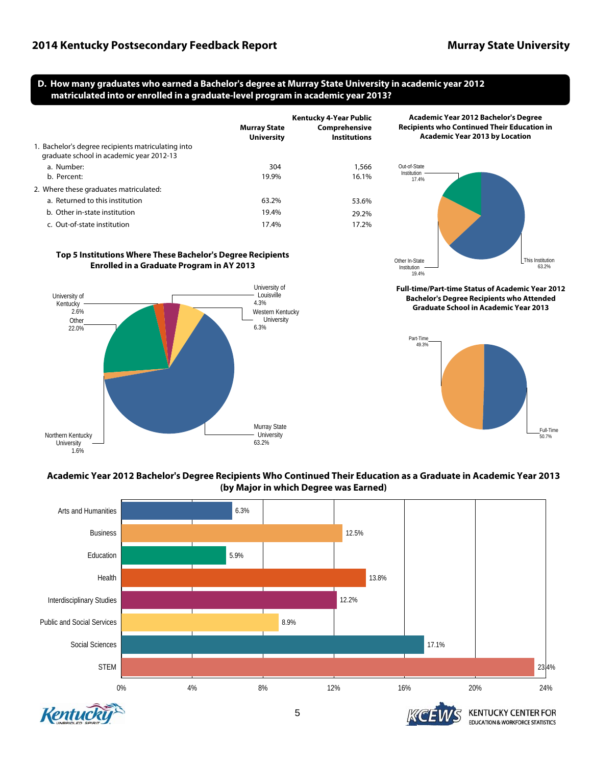## D. How many graduates who earned a Bachelor's degree at Murray State University in academic year 2012 matriculated into or enrolled in a graduate-level program in academic year 2013?

| | Murray State University | Kentucky 4-Year Public Comprehensive Institutions |
|---|---|---|
| 1. Bachelor's degree recipients matriculating into graduate school in academic year 2012-13 | | |
| a. Number: | 304 | 1,566 |
| b. Percent: | 19.9% | 16.1% |
| 2. Where these graduates matriculated: | | |
| a. Returned to this institution | 63.2% | 53.6% |
| b. Other in-state institution | 19.4% | 29.2% |
| c. Out-of-state institution | 17.4% | 17.2% |

**Academic Year 2012 Bachelor's Degree Recipients who Continued Their Education in Academic Year 2013 by Location**

| Location | Percent |
|---|---|
| This Institution | 63.2% |
| Other In-State Institution | 19.4% |
| Out-of-State Institution | 17.4% |

**Top 5 Institutions Where These Bachelor's Degree Recipients Enrolled in a Graduate Program in AY 2013**

| Institution | Percent |
|---|---|
| Murray State University | 63.2% |
| Other | 22.0% |
| Western Kentucky University | 6.3% |
| University of Louisville | 4.3% |
| University of Kentucky | 2.6% |
| Northern Kentucky University | 1.6% |

**Full-time/Part-time Status of Academic Year 2012 Bachelor's Degree Recipients who Attended Graduate School in Academic Year 2013**

| Status | Percent |
|---|---|
| Full-Time | 50.7% |
| Part-Time | 49.3% |

**Academic Year 2012 Bachelor's Degree Recipients Who Continued Their Education as a Graduate in Academic Year 2013 (by Major in which Degree was Earned)**

| Major | Percent |
|---|---|
| Arts and Humanities | 6.3% |
| Business | 12.5% |
| Education | 5.9% |
| Health | 13.8% |
| Interdisciplinary Studies | 12.2% |
| Public and Social Services | 8.9% |
| Social Sciences | 17.1% |
| STEM | 23.4% |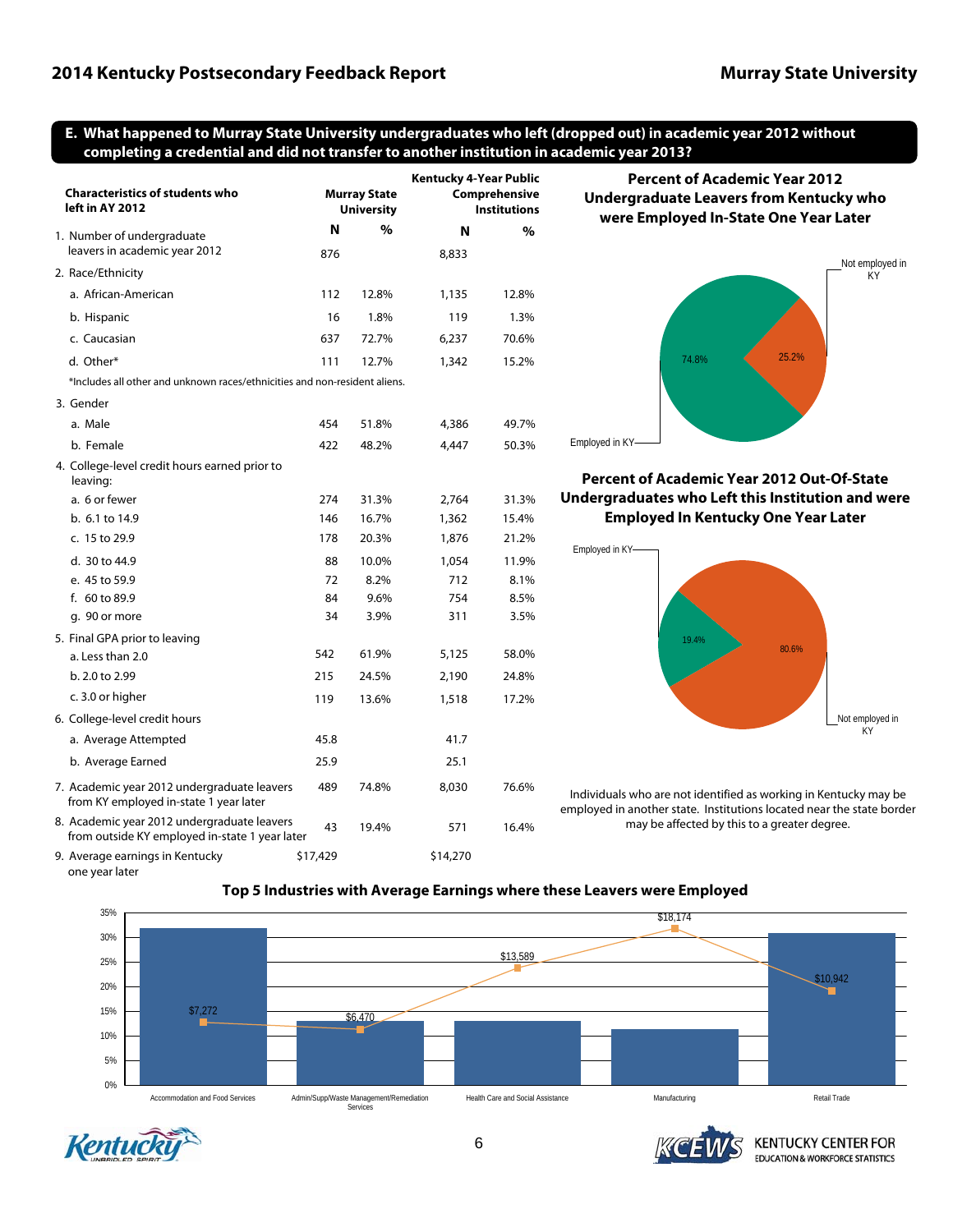## E. What happened to Murray State University undergraduates who left (dropped out) in academic year 2012 without completing a credential and did not transfer to another institution in academic year 2013?

| Characteristics of students who left in AY 2012 | Murray State University N | Murray State University % | Kentucky 4-Year Public Comprehensive Institutions N | Kentucky 4-Year Public Comprehensive Institutions % |
|---|---|---|---|---|
| 1. Number of undergraduate leavers in academic year 2012 | 876 | | 8,833 | |
| 2. Race/Ethnicity | | | | |
| a. African-American | 112 | 12.8% | 1,135 | 12.8% |
| b. Hispanic | 16 | 1.8% | 119 | 1.3% |
| c. Caucasian | 637 | 72.7% | 6,237 | 70.6% |
| d. Other* | 111 | 12.7% | 1,342 | 15.2% |
| *Includes all other and unknown races/ethnicities and non-resident aliens. | | | | |
| 3. Gender | | | | |
| a. Male | 454 | 51.8% | 4,386 | 49.7% |
| b. Female | 422 | 48.2% | 4,447 | 50.3% |
| 4. College-level credit hours earned prior to leaving: | | | | |
| a. 6 or fewer | 274 | 31.3% | 2,764 | 31.3% |
| b. 6.1 to 14.9 | 146 | 16.7% | 1,362 | 15.4% |
| c. 15 to 29.9 | 178 | 20.3% | 1,876 | 21.2% |
| d. 30 to 44.9 | 88 | 10.0% | 1,054 | 11.9% |
| e. 45 to 59.9 | 72 | 8.2% | 712 | 8.1% |
| f. 60 to 89.9 | 84 | 9.6% | 754 | 8.5% |
| g. 90 or more | 34 | 3.9% | 311 | 3.5% |
| 5. Final GPA prior to leaving | | | | |
| a. Less than 2.0 | 542 | 61.9% | 5,125 | 58.0% |
| b. 2.0 to 2.99 | 215 | 24.5% | 2,190 | 24.8% |
| c. 3.0 or higher | 119 | 13.6% | 1,518 | 17.2% |
| 6. College-level credit hours | | | | |
| a. Average Attempted | 45.8 | | 41.7 | |
| b. Average Earned | 25.9 | | 25.1 | |
| 7. Academic year 2012 undergraduate leavers from KY employed in-state 1 year later | 489 | 74.8% | 8,030 | 76.6% |
| 8. Academic year 2012 undergraduate leavers from outside KY employed in-state 1 year later | 43 | 19.4% | 571 | 16.4% |
| 9. Average earnings in Kentucky one year later | $17,429 | | $14,270 | |

### Percent of Academic Year 2012 Undergraduate Leavers from Kentucky who were Employed In-State One Year Later

| | % |
|---|---|
| Employed in KY | 74.8% |
| Not employed in KY | 25.2% |

### Percent of Academic Year 2012 Out-Of-State Undergraduates who Left this Institution and were Employed In Kentucky One Year Later

| | % |
|---|---|
| Employed in KY | 19.4% |
| Not employed in KY | 80.6% |

Individuals who are not identified as working in Kentucky may be employed in another state. Institutions located near the state border may be affected by this to a greater degree.

### Top 5 Industries with Average Earnings where these Leavers were Employed

| Industry | Average Earnings |
|---|---|
| Accommodation and Food Services | $7,272 |
| Admin/Supp/Waste Management/Remediation Services | $6,470 |
| Health Care and Social Assistance | $13,589 |
| Manufacturing | $18,174 |
| Retail Trade | $10,942 |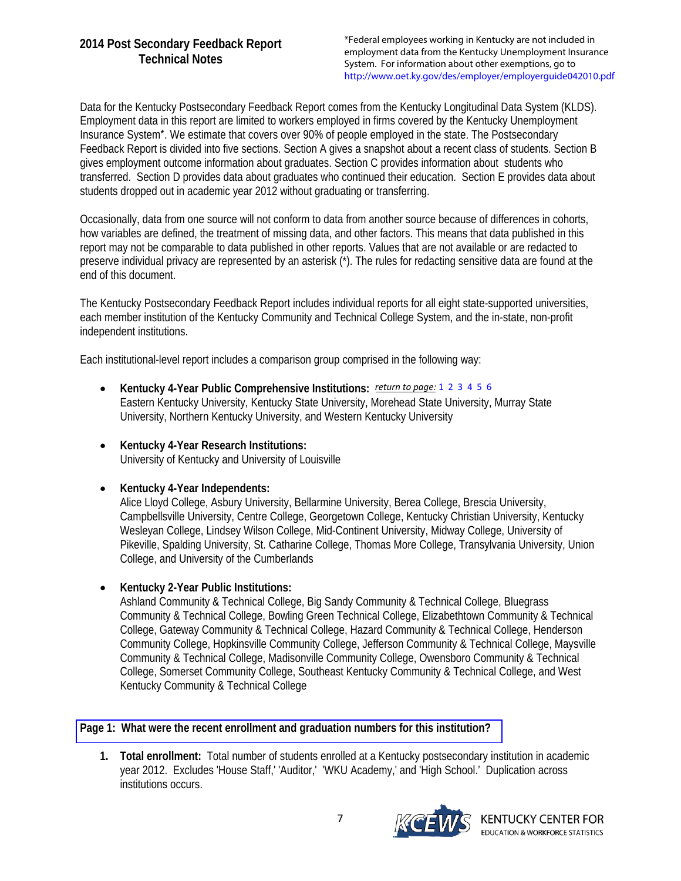## 2014 Post Secondary Feedback Report
## Technical Notes

*Federal employees working in Kentucky are not included in employment data from the Kentucky Unemployment Insurance System. For information about other exemptions, go to http://www.oet.ky.gov/des/employer/employerguide042010.pdf

Data for the Kentucky Postsecondary Feedback Report comes from the Kentucky Longitudinal Data System (KLDS). Employment data in this report are limited to workers employed in firms covered by the Kentucky Unemployment Insurance System*. We estimate that covers over 90% of people employed in the state. The Postsecondary Feedback Report is divided into five sections. Section A gives a snapshot about a recent class of students. Section B gives employment outcome information about graduates. Section C provides information about students who transferred. Section D provides data about graduates who continued their education. Section E provides data about students dropped out in academic year 2012 without graduating or transferring.

Occasionally, data from one source will not conform to data from another source because of differences in cohorts, how variables are defined, the treatment of missing data, and other factors. This means that data published in this report may not be comparable to data published in other reports. Values that are not available or are redacted to preserve individual privacy are represented by an asterisk (*). The rules for redacting sensitive data are found at the end of this document.

The Kentucky Postsecondary Feedback Report includes individual reports for all eight state-supported universities, each member institution of the Kentucky Community and Technical College System, and the in-state, non-profit independent institutions.

Each institutional-level report includes a comparison group comprised in the following way:

- **Kentucky 4-Year Public Comprehensive Institutions:** *return to page:* 1 2 3 4 5 6
  Eastern Kentucky University, Kentucky State University, Morehead State University, Murray State University, Northern Kentucky University, and Western Kentucky University

- **Kentucky 4-Year Research Institutions:**
  University of Kentucky and University of Louisville

- **Kentucky 4-Year Independents:**
  Alice Lloyd College, Asbury University, Bellarmine University, Berea College, Brescia University, Campbellsville University, Centre College, Georgetown College, Kentucky Christian University, Kentucky Wesleyan College, Lindsey Wilson College, Mid-Continent University, Midway College, University of Pikeville, Spalding University, St. Catharine College, Thomas More College, Transylvania University, Union College, and University of the Cumberlands

- **Kentucky 2-Year Public Institutions:**
  Ashland Community & Technical College, Big Sandy Community & Technical College, Bluegrass Community & Technical College, Bowling Green Technical College, Elizabethtown Community & Technical College, Gateway Community & Technical College, Hazard Community & Technical College, Henderson Community College, Hopkinsville Community College, Jefferson Community & Technical College, Maysville Community & Technical College, Madisonville Community College, Owensboro Community & Technical College, Somerset Community College, Southeast Kentucky Community & Technical College, and West Kentucky Community & Technical College

**Page 1: What were the recent enrollment and graduation numbers for this institution?**

1. **Total enrollment:** Total number of students enrolled at a Kentucky postsecondary institution in academic year 2012. Excludes 'House Staff,' 'Auditor,' 'WKU Academy,' and 'High School.' Duplication across institutions occurs.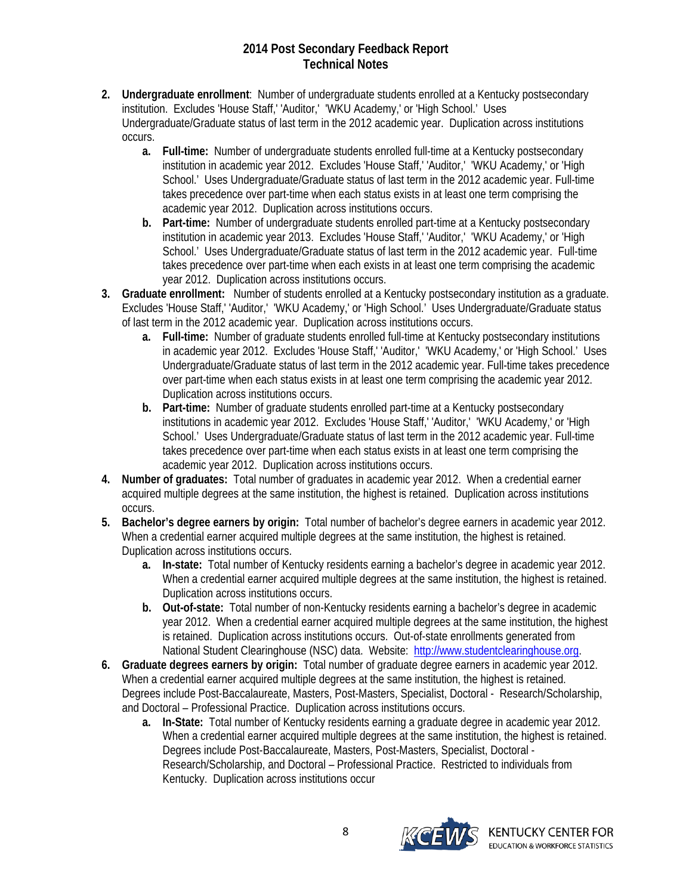## 2014 Post Secondary Feedback Report
## Technical Notes

2. **Undergraduate enrollment**: Number of undergraduate students enrolled at a Kentucky postsecondary institution. Excludes 'House Staff,' 'Auditor,' 'WKU Academy,' or 'High School.' Uses Undergraduate/Graduate status of last term in the 2012 academic year. Duplication across institutions occurs.
   a. **Full-time:** Number of undergraduate students enrolled full-time at a Kentucky postsecondary institution in academic year 2012. Excludes 'House Staff,' 'Auditor,' 'WKU Academy,' or 'High School.' Uses Undergraduate/Graduate status of last term in the 2012 academic year. Full-time takes precedence over part-time when each status exists in at least one term comprising the academic year 2012. Duplication across institutions occurs.
   b. **Part-time:** Number of undergraduate students enrolled part-time at a Kentucky postsecondary institution in academic year 2013. Excludes 'House Staff,' 'Auditor,' 'WKU Academy,' or 'High School.' Uses Undergraduate/Graduate status of last term in the 2012 academic year. Full-time takes precedence over part-time when each exists in at least one term comprising the academic year 2012. Duplication across institutions occurs.
3. **Graduate enrollment:** Number of students enrolled at a Kentucky postsecondary institution as a graduate. Excludes 'House Staff,' 'Auditor,' 'WKU Academy,' or 'High School.' Uses Undergraduate/Graduate status of last term in the 2012 academic year. Duplication across institutions occurs.
   a. **Full-time:** Number of graduate students enrolled full-time at Kentucky postsecondary institutions in academic year 2012. Excludes 'House Staff,' 'Auditor,' 'WKU Academy,' or 'High School.' Uses Undergraduate/Graduate status of last term in the 2012 academic year. Full-time takes precedence over part-time when each status exists in at least one term comprising the academic year 2012. Duplication across institutions occurs.
   b. **Part-time:** Number of graduate students enrolled part-time at a Kentucky postsecondary institutions in academic year 2012. Excludes 'House Staff,' 'Auditor,' 'WKU Academy,' or 'High School.' Uses Undergraduate/Graduate status of last term in the 2012 academic year. Full-time takes precedence over part-time when each status exists in at least one term comprising the academic year 2012. Duplication across institutions occurs.
4. **Number of graduates:** Total number of graduates in academic year 2012. When a credential earner acquired multiple degrees at the same institution, the highest is retained. Duplication across institutions occurs.
5. **Bachelor's degree earners by origin:** Total number of bachelor's degree earners in academic year 2012. When a credential earner acquired multiple degrees at the same institution, the highest is retained. Duplication across institutions occurs.
   a. **In-state:** Total number of Kentucky residents earning a bachelor's degree in academic year 2012. When a credential earner acquired multiple degrees at the same institution, the highest is retained. Duplication across institutions occurs.
   b. **Out-of-state:** Total number of non-Kentucky residents earning a bachelor's degree in academic year 2012. When a credential earner acquired multiple degrees at the same institution, the highest is retained. Duplication across institutions occurs. Out-of-state enrollments generated from National Student Clearinghouse (NSC) data. Website: http://www.studentclearinghouse.org.
6. **Graduate degrees earners by origin:** Total number of graduate degree earners in academic year 2012. When a credential earner acquired multiple degrees at the same institution, the highest is retained. Degrees include Post-Baccalaureate, Masters, Post-Masters, Specialist, Doctoral - Research/Scholarship, and Doctoral – Professional Practice. Duplication across institutions occurs.
   a. **In-State:** Total number of Kentucky residents earning a graduate degree in academic year 2012. When a credential earner acquired multiple degrees at the same institution, the highest is retained. Degrees include Post-Baccalaureate, Masters, Post-Masters, Specialist, Doctoral - Research/Scholarship, and Doctoral – Professional Practice. Restricted to individuals from Kentucky. Duplication across institutions occur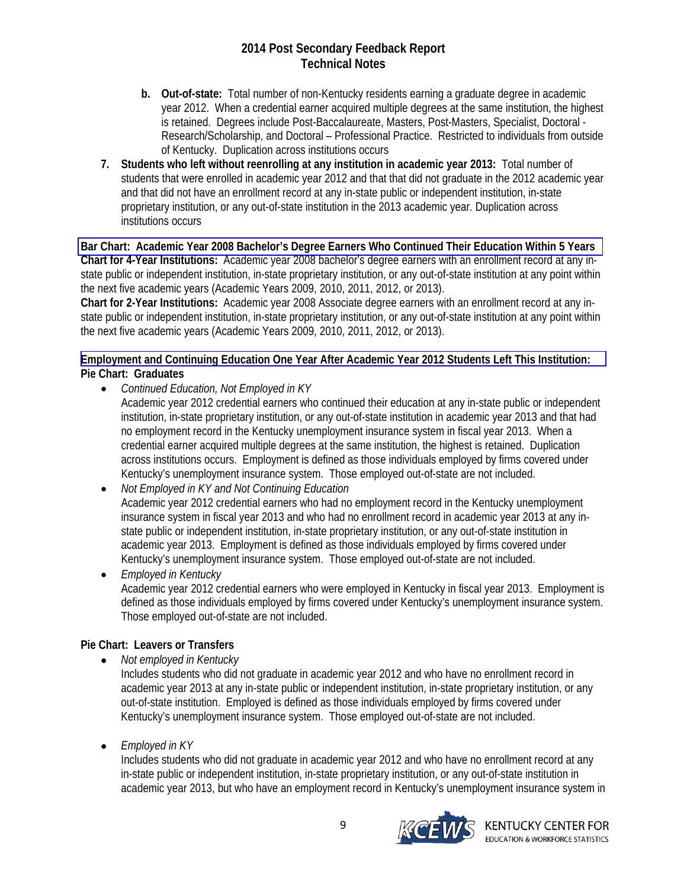b. **Out-of-state:** Total number of non-Kentucky residents earning a graduate degree in academic year 2012. When a credential earner acquired multiple degrees at the same institution, the highest is retained. Degrees include Post-Baccalaureate, Masters, Post-Masters, Specialist, Doctoral - Research/Scholarship, and Doctoral – Professional Practice. Restricted to individuals from outside of Kentucky. Duplication across institutions occurs

7. **Students who left without reenrolling at any institution in academic year 2013:** Total number of students that were enrolled in academic year 2012 and that that did not graduate in the 2012 academic year and that did not have an enrollment record at any in-state public or independent institution, in-state proprietary institution, or any out-of-state institution in the 2013 academic year. Duplication across institutions occurs

**Bar Chart: Academic Year 2008 Bachelor's Degree Earners Who Continued Their Education Within 5 Years**

**Chart for 4-Year Institutions:** Academic year 2008 bachelor's degree earners with an enrollment record at any in-state public or independent institution, in-state proprietary institution, or any out-of-state institution at any point within the next five academic years (Academic Years 2009, 2010, 2011, 2012, or 2013).

**Chart for 2-Year Institutions:** Academic year 2008 Associate degree earners with an enrollment record at any in-state public or independent institution, in-state proprietary institution, or any out-of-state institution at any point within the next five academic years (Academic Years 2009, 2010, 2011, 2012, or 2013).

**Employment and Continuing Education One Year After Academic Year 2012 Students Left This Institution:**

**Pie Chart: Graduates**

- *Continued Education, Not Employed in KY*
  Academic year 2012 credential earners who continued their education at any in-state public or independent institution, in-state proprietary institution, or any out-of-state institution in academic year 2013 and that had no employment record in the Kentucky unemployment insurance system in fiscal year 2013. When a credential earner acquired multiple degrees at the same institution, the highest is retained. Duplication across institutions occurs. Employment is defined as those individuals employed by firms covered under Kentucky's unemployment insurance system. Those employed out-of-state are not included.
- *Not Employed in KY and Not Continuing Education*
  Academic year 2012 credential earners who had no employment record in the Kentucky unemployment insurance system in fiscal year 2013 and who had no enrollment record in academic year 2013 at any in-state public or independent institution, in-state proprietary institution, or any out-of-state institution in academic year 2013. Employment is defined as those individuals employed by firms covered under Kentucky's unemployment insurance system. Those employed out-of-state are not included.
- *Employed in Kentucky*
  Academic year 2012 credential earners who were employed in Kentucky in fiscal year 2013. Employment is defined as those individuals employed by firms covered under Kentucky's unemployment insurance system. Those employed out-of-state are not included.

**Pie Chart: Leavers or Transfers**

- *Not employed in Kentucky*
  Includes students who did not graduate in academic year 2012 and who have no enrollment record in academic year 2013 at any in-state public or independent institution, in-state proprietary institution, or any out-of-state institution. Employed is defined as those individuals employed by firms covered under Kentucky's unemployment insurance system. Those employed out-of-state are not included.

- *Employed in KY*
  Includes students who did not graduate in academic year 2012 and who have no enrollment record at any in-state public or independent institution, in-state proprietary institution, or any out-of-state institution in academic year 2013, but who have an employment record in Kentucky's unemployment insurance system in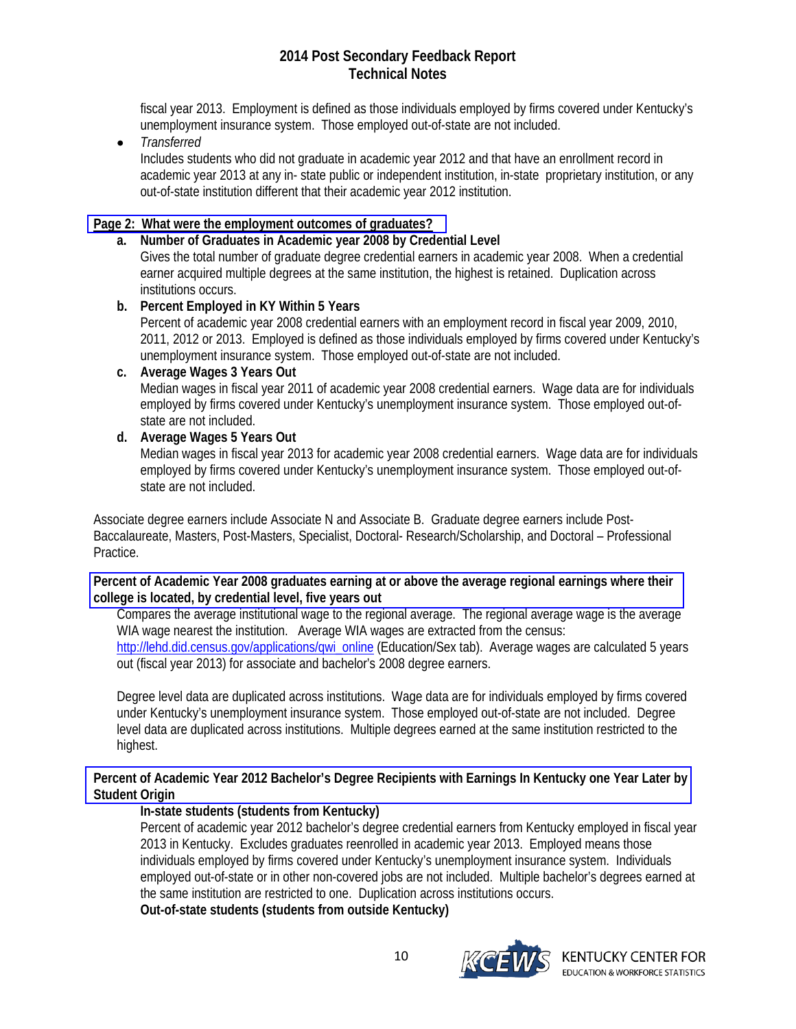fiscal year 2013. Employment is defined as those individuals employed by firms covered under Kentucky's unemployment insurance system. Those employed out-of-state are not included.

- *Transferred*

  Includes students who did not graduate in academic year 2012 and that have an enrollment record in academic year 2013 at any in- state public or independent institution, in-state proprietary institution, or any out-of-state institution different that their academic year 2012 institution.

## Page 2: What were the employment outcomes of graduates?

a. **Number of Graduates in Academic year 2008 by Credential Level**

   Gives the total number of graduate degree credential earners in academic year 2008. When a credential earner acquired multiple degrees at the same institution, the highest is retained. Duplication across institutions occurs.

b. **Percent Employed in KY Within 5 Years**

   Percent of academic year 2008 credential earners with an employment record in fiscal year 2009, 2010, 2011, 2012 or 2013. Employed is defined as those individuals employed by firms covered under Kentucky's unemployment insurance system. Those employed out-of-state are not included.

c. **Average Wages 3 Years Out**

   Median wages in fiscal year 2011 of academic year 2008 credential earners. Wage data are for individuals employed by firms covered under Kentucky's unemployment insurance system. Those employed out-of-state are not included.

d. **Average Wages 5 Years Out**

   Median wages in fiscal year 2013 for academic year 2008 credential earners. Wage data are for individuals employed by firms covered under Kentucky's unemployment insurance system. Those employed out-of-state are not included.

Associate degree earners include Associate N and Associate B. Graduate degree earners include Post-Baccalaureate, Masters, Post-Masters, Specialist, Doctoral- Research/Scholarship, and Doctoral – Professional Practice.

## Percent of Academic Year 2008 graduates earning at or above the average regional earnings where their college is located, by credential level, five years out

Compares the average institutional wage to the regional average. The regional average wage is the average WIA wage nearest the institution. Average WIA wages are extracted from the census: http://lehd.did.census.gov/applications/qwi_online (Education/Sex tab). Average wages are calculated 5 years out (fiscal year 2013) for associate and bachelor's 2008 degree earners.

Degree level data are duplicated across institutions. Wage data are for individuals employed by firms covered under Kentucky's unemployment insurance system. Those employed out-of-state are not included. Degree level data are duplicated across institutions. Multiple degrees earned at the same institution restricted to the highest.

## Percent of Academic Year 2012 Bachelor's Degree Recipients with Earnings In Kentucky one Year Later by Student Origin

**In-state students (students from Kentucky)**

Percent of academic year 2012 bachelor's degree credential earners from Kentucky employed in fiscal year 2013 in Kentucky. Excludes graduates reenrolled in academic year 2013. Employed means those individuals employed by firms covered under Kentucky's unemployment insurance system. Individuals employed out-of-state or in other non-covered jobs are not included. Multiple bachelor's degrees earned at the same institution are restricted to one. Duplication across institutions occurs.

**Out-of-state students (students from outside Kentucky)**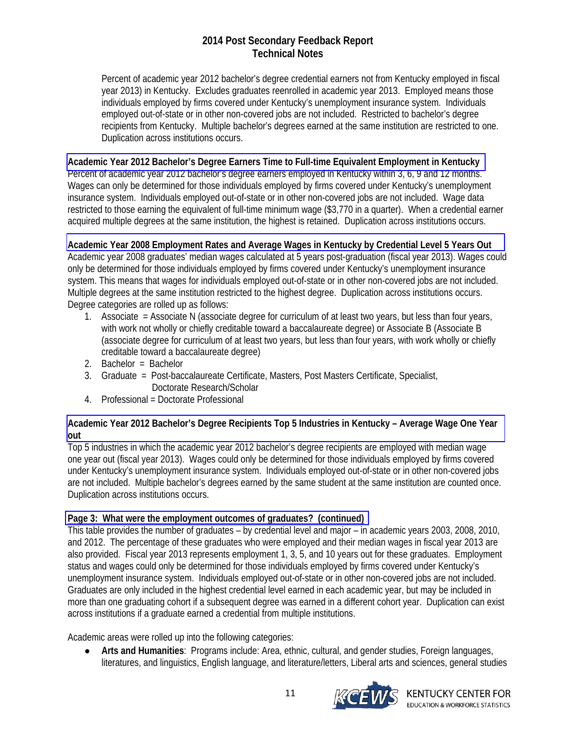Percent of academic year 2012 bachelor's degree credential earners not from Kentucky employed in fiscal year 2013) in Kentucky. Excludes graduates reenrolled in academic year 2013. Employed means those individuals employed by firms covered under Kentucky's unemployment insurance system. Individuals employed out-of-state or in other non-covered jobs are not included. Restricted to bachelor's degree recipients from Kentucky. Multiple bachelor's degrees earned at the same institution are restricted to one. Duplication across institutions occurs.

**Academic Year 2012 Bachelor's Degree Earners Time to Full-time Equivalent Employment in Kentucky**

Percent of academic year 2012 bachelor's degree earners employed in Kentucky within 3, 6, 9 and 12 months. Wages can only be determined for those individuals employed by firms covered under Kentucky's unemployment insurance system. Individuals employed out-of-state or in other non-covered jobs are not included. Wage data restricted to those earning the equivalent of full-time minimum wage ($3,770 in a quarter). When a credential earner acquired multiple degrees at the same institution, the highest is retained. Duplication across institutions occurs.

**Academic Year 2008 Employment Rates and Average Wages in Kentucky by Credential Level 5 Years Out**

Academic year 2008 graduates' median wages calculated at 5 years post-graduation (fiscal year 2013). Wages could only be determined for those individuals employed by firms covered under Kentucky's unemployment insurance system. This means that wages for individuals employed out-of-state or in other non-covered jobs are not included. Multiple degrees at the same institution restricted to the highest degree. Duplication across institutions occurs. Degree categories are rolled up as follows:

1. Associate = Associate N (associate degree for curriculum of at least two years, but less than four years, with work not wholly or chiefly creditable toward a baccalaureate degree) or Associate B (Associate B (associate degree for curriculum of at least two years, but less than four years, with work wholly or chiefly creditable toward a baccalaureate degree)
2. Bachelor = Bachelor
3. Graduate = Post-baccalaureate Certificate, Masters, Post Masters Certificate, Specialist, Doctorate Research/Scholar
4. Professional = Doctorate Professional

**Academic Year 2012 Bachelor's Degree Recipients Top 5 Industries in Kentucky – Average Wage One Year out**

Top 5 industries in which the academic year 2012 bachelor's degree recipients are employed with median wage one year out (fiscal year 2013). Wages could only be determined for those individuals employed by firms covered under Kentucky's unemployment insurance system. Individuals employed out-of-state or in other non-covered jobs are not included. Multiple bachelor's degrees earned by the same student at the same institution are counted once. Duplication across institutions occurs.

**Page 3: What were the employment outcomes of graduates? (continued)**

This table provides the number of graduates – by credential level and major – in academic years 2003, 2008, 2010, and 2012. The percentage of these graduates who were employed and their median wages in fiscal year 2013 are also provided. Fiscal year 2013 represents employment 1, 3, 5, and 10 years out for these graduates. Employment status and wages could only be determined for those individuals employed by firms covered under Kentucky's unemployment insurance system. Individuals employed out-of-state or in other non-covered jobs are not included. Graduates are only included in the highest credential level earned in each academic year, but may be included in more than one graduating cohort if a subsequent degree was earned in a different cohort year. Duplication can exist across institutions if a graduate earned a credential from multiple institutions.

Academic areas were rolled up into the following categories:

- **Arts and Humanities**: Programs include: Area, ethnic, cultural, and gender studies, Foreign languages, literatures, and linguistics, English language, and literature/letters, Liberal arts and sciences, general studies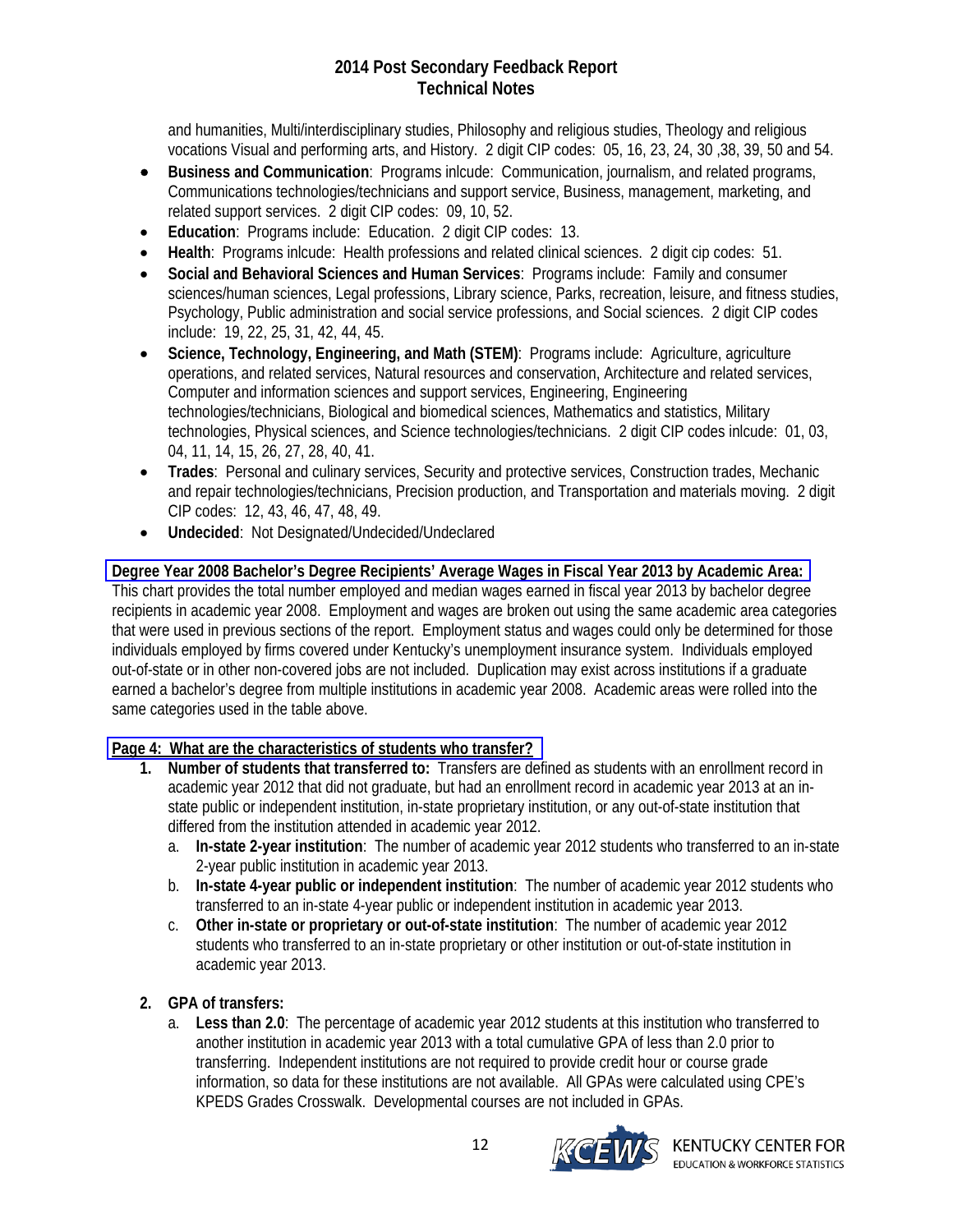and humanities, Multi/interdisciplinary studies, Philosophy and religious studies, Theology and religious vocations Visual and performing arts, and History. 2 digit CIP codes: 05, 16, 23, 24, 30 ,38, 39, 50 and 54.

- **Business and Communication**: Programs inlcude: Communication, journalism, and related programs, Communications technologies/technicians and support service, Business, management, marketing, and related support services. 2 digit CIP codes: 09, 10, 52.
- **Education**: Programs include: Education. 2 digit CIP codes: 13.
- **Health**: Programs inlcude: Health professions and related clinical sciences. 2 digit cip codes: 51.
- **Social and Behavioral Sciences and Human Services**: Programs include: Family and consumer sciences/human sciences, Legal professions, Library science, Parks, recreation, leisure, and fitness studies, Psychology, Public administration and social service professions, and Social sciences. 2 digit CIP codes include: 19, 22, 25, 31, 42, 44, 45.
- **Science, Technology, Engineering, and Math (STEM)**: Programs include: Agriculture, agriculture operations, and related services, Natural resources and conservation, Architecture and related services, Computer and information sciences and support services, Engineering, Engineering technologies/technicians, Biological and biomedical sciences, Mathematics and statistics, Military technologies, Physical sciences, and Science technologies/technicians. 2 digit CIP codes inlcude: 01, 03, 04, 11, 14, 15, 26, 27, 28, 40, 41.
- **Trades**: Personal and culinary services, Security and protective services, Construction trades, Mechanic and repair technologies/technicians, Precision production, and Transportation and materials moving. 2 digit CIP codes: 12, 43, 46, 47, 48, 49.
- **Undecided**: Not Designated/Undecided/Undeclared

**Degree Year 2008 Bachelor's Degree Recipients' Average Wages in Fiscal Year 2013 by Academic Area:**
This chart provides the total number employed and median wages earned in fiscal year 2013 by bachelor degree recipients in academic year 2008. Employment and wages are broken out using the same academic area categories that were used in previous sections of the report. Employment status and wages could only be determined for those individuals employed by firms covered under Kentucky's unemployment insurance system. Individuals employed out-of-state or in other non-covered jobs are not included. Duplication may exist across institutions if a graduate earned a bachelor's degree from multiple institutions in academic year 2008. Academic areas were rolled into the same categories used in the table above.

**Page 4: What are the characteristics of students who transfer?**

1. **Number of students that transferred to:** Transfers are defined as students with an enrollment record in academic year 2012 that did not graduate, but had an enrollment record in academic year 2013 at an in-state public or independent institution, in-state proprietary institution, or any out-of-state institution that differed from the institution attended in academic year 2012.
   a. **In-state 2-year institution**: The number of academic year 2012 students who transferred to an in-state 2-year public institution in academic year 2013.
   b. **In-state 4-year public or independent institution**: The number of academic year 2012 students who transferred to an in-state 4-year public or independent institution in academic year 2013.
   c. **Other in-state or proprietary or out-of-state institution**: The number of academic year 2012 students who transferred to an in-state proprietary or other institution or out-of-state institution in academic year 2013.

2. **GPA of transfers:**
   a. **Less than 2.0**: The percentage of academic year 2012 students at this institution who transferred to another institution in academic year 2013 with a total cumulative GPA of less than 2.0 prior to transferring. Independent institutions are not required to provide credit hour or course grade information, so data for these institutions are not available. All GPAs were calculated using CPE's KPEDS Grades Crosswalk. Developmental courses are not included in GPAs.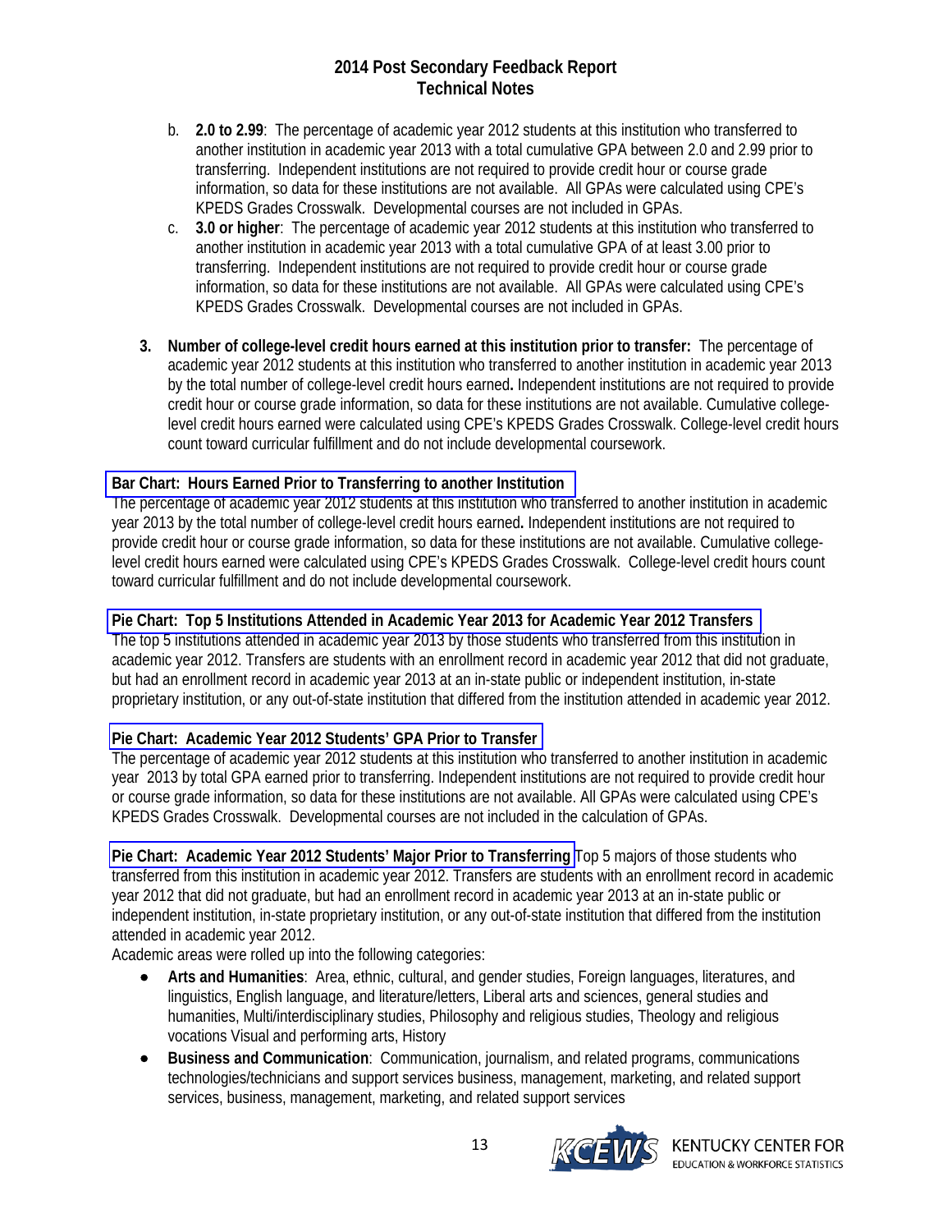b. **2.0 to 2.99**: The percentage of academic year 2012 students at this institution who transferred to another institution in academic year 2013 with a total cumulative GPA between 2.0 and 2.99 prior to transferring. Independent institutions are not required to provide credit hour or course grade information, so data for these institutions are not available. All GPAs were calculated using CPE's KPEDS Grades Crosswalk. Developmental courses are not included in GPAs.

c. **3.0 or higher**: The percentage of academic year 2012 students at this institution who transferred to another institution in academic year 2013 with a total cumulative GPA of at least 3.00 prior to transferring. Independent institutions are not required to provide credit hour or course grade information, so data for these institutions are not available. All GPAs were calculated using CPE's KPEDS Grades Crosswalk. Developmental courses are not included in GPAs.

3. **Number of college-level credit hours earned at this institution prior to transfer:** The percentage of academic year 2012 students at this institution who transferred to another institution in academic year 2013 by the total number of college-level credit hours earned**.** Independent institutions are not required to provide credit hour or course grade information, so data for these institutions are not available. Cumulative college-level credit hours earned were calculated using CPE's KPEDS Grades Crosswalk. College-level credit hours count toward curricular fulfillment and do not include developmental coursework.

**Bar Chart: Hours Earned Prior to Transferring to another Institution**

The percentage of academic year 2012 students at this institution who transferred to another institution in academic year 2013 by the total number of college-level credit hours earned**.** Independent institutions are not required to provide credit hour or course grade information, so data for these institutions are not available. Cumulative college-level credit hours earned were calculated using CPE's KPEDS Grades Crosswalk. College-level credit hours count toward curricular fulfillment and do not include developmental coursework.

**Pie Chart: Top 5 Institutions Attended in Academic Year 2013 for Academic Year 2012 Transfers**

The top 5 institutions attended in academic year 2013 by those students who transferred from this institution in academic year 2012. Transfers are students with an enrollment record in academic year 2012 that did not graduate, but had an enrollment record in academic year 2013 at an in-state public or independent institution, in-state proprietary institution, or any out-of-state institution that differed from the institution attended in academic year 2012.

**Pie Chart: Academic Year 2012 Students' GPA Prior to Transfer**

The percentage of academic year 2012 students at this institution who transferred to another institution in academic year 2013 by total GPA earned prior to transferring. Independent institutions are not required to provide credit hour or course grade information, so data for these institutions are not available. All GPAs were calculated using CPE's KPEDS Grades Crosswalk. Developmental courses are not included in the calculation of GPAs.

**Pie Chart: Academic Year 2012 Students' Major Prior to Transferring** Top 5 majors of those students who transferred from this institution in academic year 2012. Transfers are students with an enrollment record in academic year 2012 that did not graduate, but had an enrollment record in academic year 2013 at an in-state public or independent institution, in-state proprietary institution, or any out-of-state institution that differed from the institution attended in academic year 2012.

Academic areas were rolled up into the following categories:

- **Arts and Humanities**: Area, ethnic, cultural, and gender studies, Foreign languages, literatures, and linguistics, English language, and literature/letters, Liberal arts and sciences, general studies and humanities, Multi/interdisciplinary studies, Philosophy and religious studies, Theology and religious vocations Visual and performing arts, History
- **Business and Communication**: Communication, journalism, and related programs, communications technologies/technicians and support services business, management, marketing, and related support services, business, management, marketing, and related support services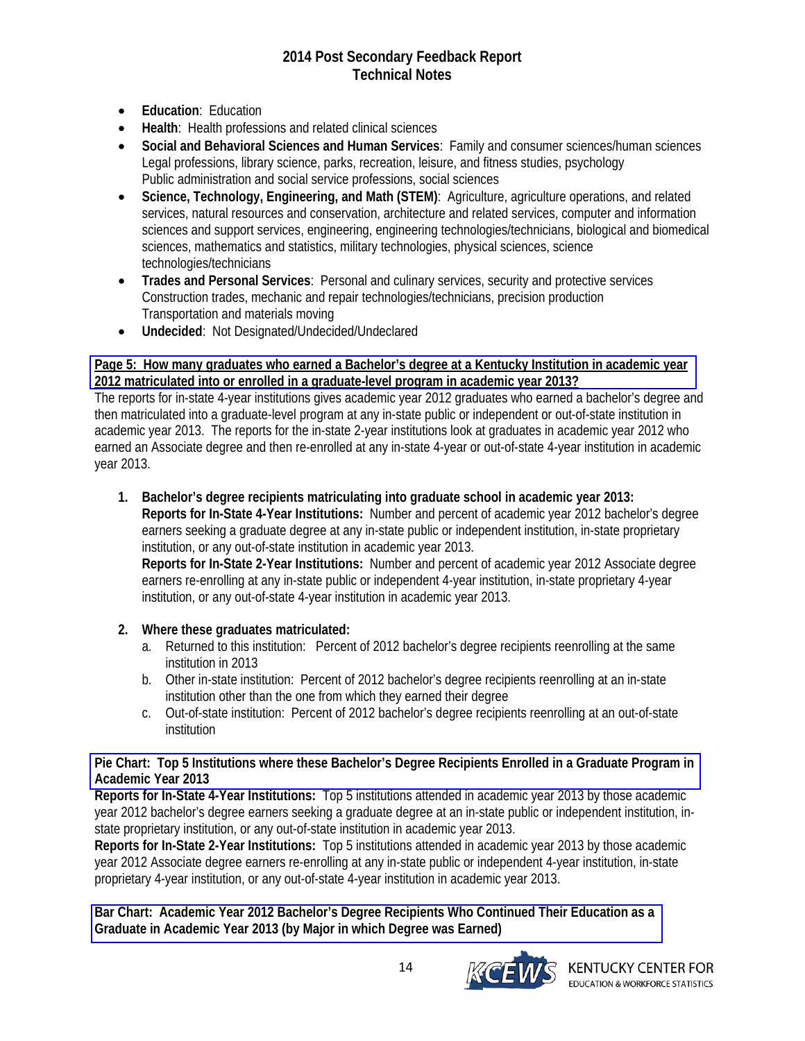- **Education**: Education
- **Health**: Health professions and related clinical sciences
- **Social and Behavioral Sciences and Human Services**: Family and consumer sciences/human sciences Legal professions, library science, parks, recreation, leisure, and fitness studies, psychology Public administration and social service professions, social sciences
- **Science, Technology, Engineering, and Math (STEM)**: Agriculture, agriculture operations, and related services, natural resources and conservation, architecture and related services, computer and information sciences and support services, engineering, engineering technologies/technicians, biological and biomedical sciences, mathematics and statistics, military technologies, physical sciences, science technologies/technicians
- **Trades and Personal Services**: Personal and culinary services, security and protective services Construction trades, mechanic and repair technologies/technicians, precision production Transportation and materials moving
- **Undecided**: Not Designated/Undecided/Undeclared

**Page 5: How many graduates who earned a Bachelor's degree at a Kentucky Institution in academic year 2012 matriculated into or enrolled in a graduate-level program in academic year 2013?**

The reports for in-state 4-year institutions gives academic year 2012 graduates who earned a bachelor's degree and then matriculated into a graduate-level program at any in-state public or independent or out-of-state institution in academic year 2013. The reports for the in-state 2-year institutions look at graduates in academic year 2012 who earned an Associate degree and then re-enrolled at any in-state 4-year or out-of-state 4-year institution in academic year 2013.

1. **Bachelor's degree recipients matriculating into graduate school in academic year 2013:**
   **Reports for In-State 4-Year Institutions:** Number and percent of academic year 2012 bachelor's degree earners seeking a graduate degree at any in-state public or independent institution, in-state proprietary institution, or any out-of-state institution in academic year 2013.
   **Reports for In-State 2-Year Institutions:** Number and percent of academic year 2012 Associate degree earners re-enrolling at any in-state public or independent 4-year institution, in-state proprietary 4-year institution, or any out-of-state 4-year institution in academic year 2013.

2. **Where these graduates matriculated:**
   a. Returned to this institution: Percent of 2012 bachelor's degree recipients reenrolling at the same institution in 2013
   b. Other in-state institution: Percent of 2012 bachelor's degree recipients reenrolling at an in-state institution other than the one from which they earned their degree
   c. Out-of-state institution: Percent of 2012 bachelor's degree recipients reenrolling at an out-of-state institution

**Pie Chart: Top 5 Institutions where these Bachelor's Degree Recipients Enrolled in a Graduate Program in Academic Year 2013**

**Reports for In-State 4-Year Institutions:** Top 5 institutions attended in academic year 2013 by those academic year 2012 bachelor's degree earners seeking a graduate degree at an in-state public or independent institution, in-state proprietary institution, or any out-of-state institution in academic year 2013.

**Reports for In-State 2-Year Institutions:** Top 5 institutions attended in academic year 2013 by those academic year 2012 Associate degree earners re-enrolling at any in-state public or independent 4-year institution, in-state proprietary 4-year institution, or any out-of-state 4-year institution in academic year 2013.

**Bar Chart: Academic Year 2012 Bachelor's Degree Recipients Who Continued Their Education as a Graduate in Academic Year 2013 (by Major in which Degree was Earned)**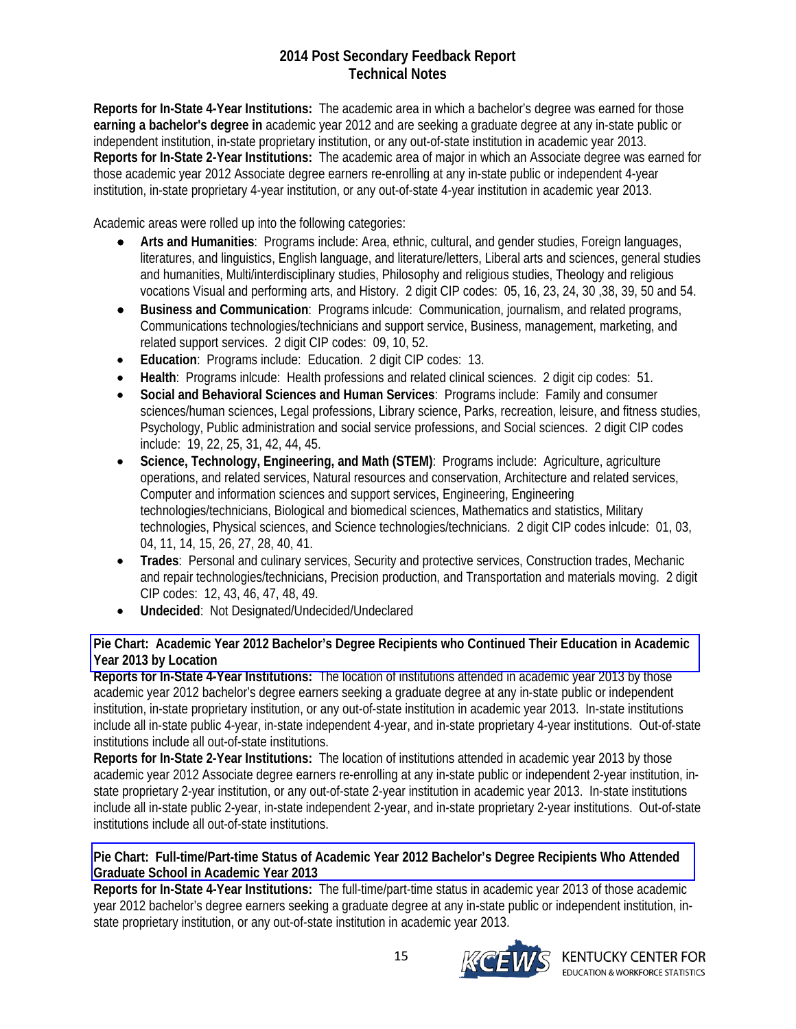# 2014 Post Secondary Feedback Report
## Technical Notes

**Reports for In-State 4-Year Institutions:** The academic area in which a bachelor's degree was earned for those **earning a bachelor's degree in** academic year 2012 and are seeking a graduate degree at any in-state public or independent institution, in-state proprietary institution, or any out-of-state institution in academic year 2013.
**Reports for In-State 2-Year Institutions:** The academic area of major in which an Associate degree was earned for those academic year 2012 Associate degree earners re-enrolling at any in-state public or independent 4-year institution, in-state proprietary 4-year institution, or any out-of-state 4-year institution in academic year 2013.

Academic areas were rolled up into the following categories:

- **Arts and Humanities**: Programs include: Area, ethnic, cultural, and gender studies, Foreign languages, literatures, and linguistics, English language, and literature/letters, Liberal arts and sciences, general studies and humanities, Multi/interdisciplinary studies, Philosophy and religious studies, Theology and religious vocations Visual and performing arts, and History. 2 digit CIP codes: 05, 16, 23, 24, 30 ,38, 39, 50 and 54.
- **Business and Communication**: Programs inlcude: Communication, journalism, and related programs, Communications technologies/technicians and support service, Business, management, marketing, and related support services. 2 digit CIP codes: 09, 10, 52.
- **Education**: Programs include: Education. 2 digit CIP codes: 13.
- **Health**: Programs inlcude: Health professions and related clinical sciences. 2 digit cip codes: 51.
- **Social and Behavioral Sciences and Human Services**: Programs include: Family and consumer sciences/human sciences, Legal professions, Library science, Parks, recreation, leisure, and fitness studies, Psychology, Public administration and social service professions, and Social sciences. 2 digit CIP codes include: 19, 22, 25, 31, 42, 44, 45.
- **Science, Technology, Engineering, and Math (STEM)**: Programs include: Agriculture, agriculture operations, and related services, Natural resources and conservation, Architecture and related services, Computer and information sciences and support services, Engineering, Engineering technologies/technicians, Biological and biomedical sciences, Mathematics and statistics, Military technologies, Physical sciences, and Science technologies/technicians. 2 digit CIP codes inlcude: 01, 03, 04, 11, 14, 15, 26, 27, 28, 40, 41.
- **Trades**: Personal and culinary services, Security and protective services, Construction trades, Mechanic and repair technologies/technicians, Precision production, and Transportation and materials moving. 2 digit CIP codes: 12, 43, 46, 47, 48, 49.
- **Undecided**: Not Designated/Undecided/Undeclared

**Pie Chart: Academic Year 2012 Bachelor's Degree Recipients who Continued Their Education in Academic Year 2013 by Location**
**Reports for In-State 4-Year Institutions:** The location of institutions attended in academic year 2013 by those academic year 2012 bachelor's degree earners seeking a graduate degree at any in-state public or independent institution, in-state proprietary institution, or any out-of-state institution in academic year 2013. In-state institutions include all in-state public 4-year, in-state independent 4-year, and in-state proprietary 4-year institutions. Out-of-state institutions include all out-of-state institutions.
**Reports for In-State 2-Year Institutions:** The location of institutions attended in academic year 2013 by those academic year 2012 Associate degree earners re-enrolling at any in-state public or independent 2-year institution, in-state proprietary 2-year institution, or any out-of-state 2-year institution in academic year 2013. In-state institutions include all in-state public 2-year, in-state independent 2-year, and in-state proprietary 2-year institutions. Out-of-state institutions include all out-of-state institutions.

**Pie Chart: Full-time/Part-time Status of Academic Year 2012 Bachelor's Degree Recipients Who Attended Graduate School in Academic Year 2013**
**Reports for In-State 4-Year Institutions:** The full-time/part-time status in academic year 2013 of those academic year 2012 bachelor's degree earners seeking a graduate degree at any in-state public or independent institution, in-state proprietary institution, or any out-of-state institution in academic year 2013.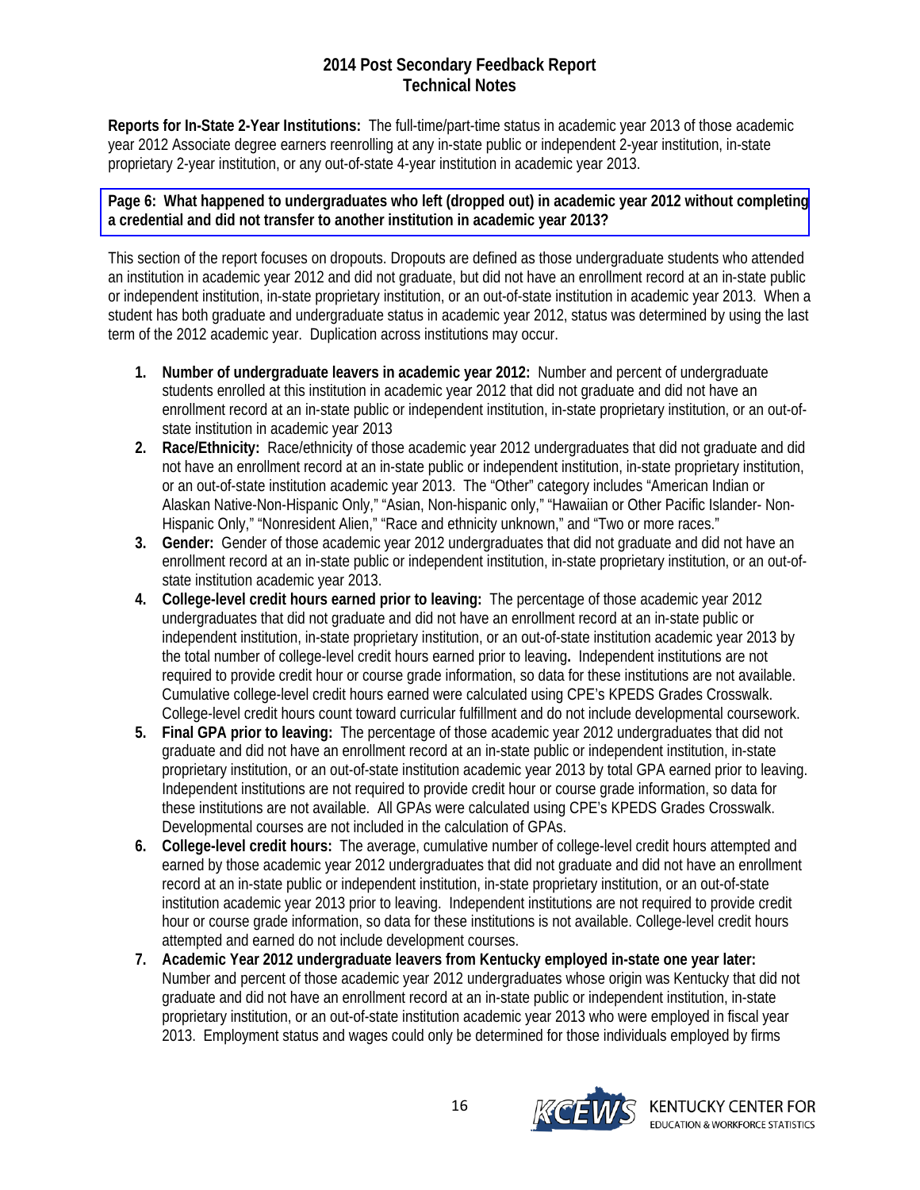# 2014 Post Secondary Feedback Report
## Technical Notes

**Reports for In-State 2-Year Institutions:** The full-time/part-time status in academic year 2013 of those academic year 2012 Associate degree earners reenrolling at any in-state public or independent 2-year institution, in-state proprietary 2-year institution, or any out-of-state 4-year institution in academic year 2013.

### Page 6: What happened to undergraduates who left (dropped out) in academic year 2012 without completing a credential and did not transfer to another institution in academic year 2013?

This section of the report focuses on dropouts. Dropouts are defined as those undergraduate students who attended an institution in academic year 2012 and did not graduate, but did not have an enrollment record at an in-state public or independent institution, in-state proprietary institution, or an out-of-state institution in academic year 2013. When a student has both graduate and undergraduate status in academic year 2012, status was determined by using the last term of the 2012 academic year. Duplication across institutions may occur.

1. **Number of undergraduate leavers in academic year 2012:** Number and percent of undergraduate students enrolled at this institution in academic year 2012 that did not graduate and did not have an enrollment record at an in-state public or independent institution, in-state proprietary institution, or an out-of-state institution in academic year 2013
2. **Race/Ethnicity:** Race/ethnicity of those academic year 2012 undergraduates that did not graduate and did not have an enrollment record at an in-state public or independent institution, in-state proprietary institution, or an out-of-state institution academic year 2013. The "Other" category includes "American Indian or Alaskan Native-Non-Hispanic Only," "Asian, Non-hispanic only," "Hawaiian or Other Pacific Islander- Non-Hispanic Only," "Nonresident Alien," "Race and ethnicity unknown," and "Two or more races."
3. **Gender:** Gender of those academic year 2012 undergraduates that did not graduate and did not have an enrollment record at an in-state public or independent institution, in-state proprietary institution, or an out-of-state institution academic year 2013.
4. **College-level credit hours earned prior to leaving:** The percentage of those academic year 2012 undergraduates that did not graduate and did not have an enrollment record at an in-state public or independent institution, in-state proprietary institution, or an out-of-state institution academic year 2013 by the total number of college-level credit hours earned prior to leaving**.** Independent institutions are not required to provide credit hour or course grade information, so data for these institutions are not available. Cumulative college-level credit hours earned were calculated using CPE's KPEDS Grades Crosswalk. College-level credit hours count toward curricular fulfillment and do not include developmental coursework.
5. **Final GPA prior to leaving:** The percentage of those academic year 2012 undergraduates that did not graduate and did not have an enrollment record at an in-state public or independent institution, in-state proprietary institution, or an out-of-state institution academic year 2013 by total GPA earned prior to leaving. Independent institutions are not required to provide credit hour or course grade information, so data for these institutions are not available. All GPAs were calculated using CPE's KPEDS Grades Crosswalk. Developmental courses are not included in the calculation of GPAs.
6. **College-level credit hours:** The average, cumulative number of college-level credit hours attempted and earned by those academic year 2012 undergraduates that did not graduate and did not have an enrollment record at an in-state public or independent institution, in-state proprietary institution, or an out-of-state institution academic year 2013 prior to leaving. Independent institutions are not required to provide credit hour or course grade information, so data for these institutions is not available. College-level credit hours attempted and earned do not include development courses.
7. **Academic Year 2012 undergraduate leavers from Kentucky employed in-state one year later:** Number and percent of those academic year 2012 undergraduates whose origin was Kentucky that did not graduate and did not have an enrollment record at an in-state public or independent institution, in-state proprietary institution, or an out-of-state institution academic year 2013 who were employed in fiscal year 2013. Employment status and wages could only be determined for those individuals employed by firms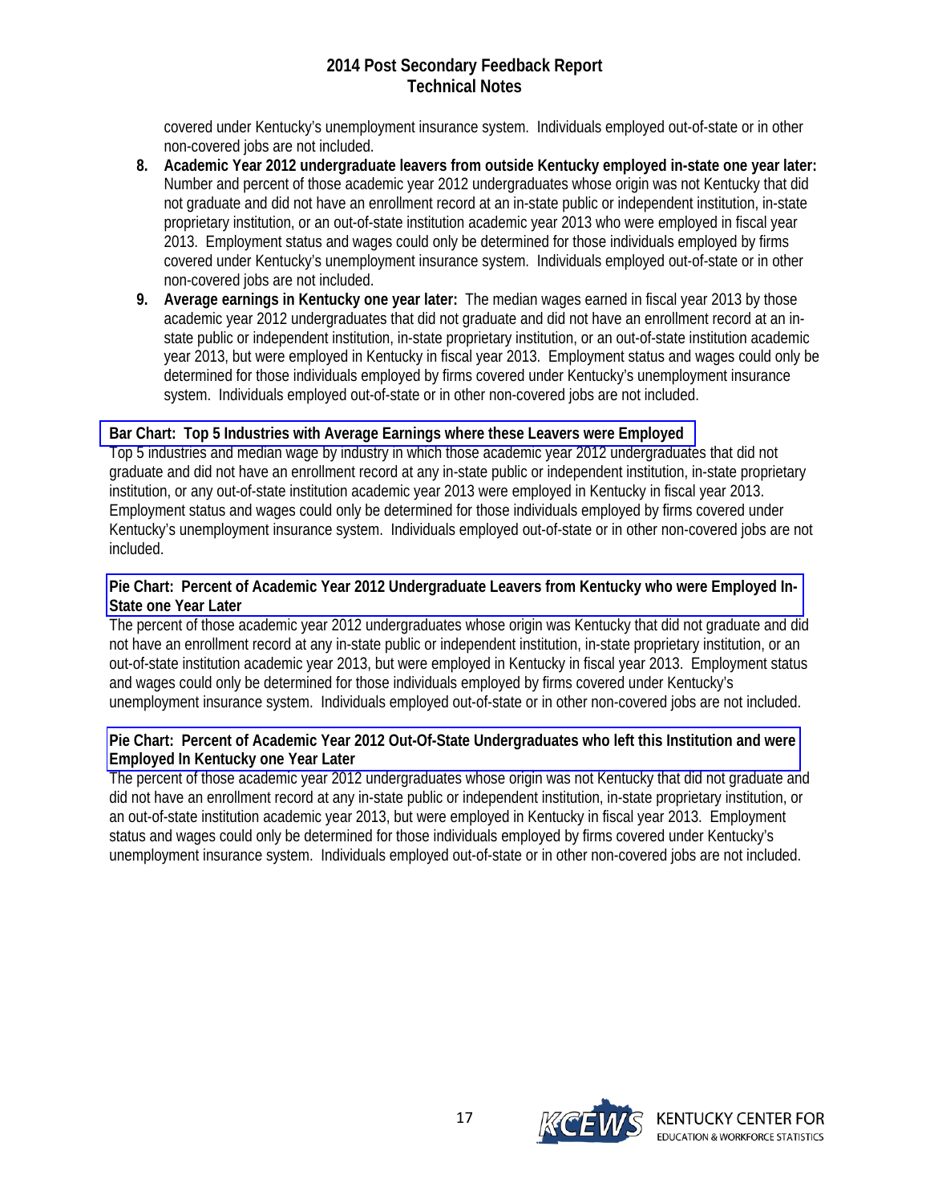covered under Kentucky's unemployment insurance system. Individuals employed out-of-state or in other non-covered jobs are not included.

8. **Academic Year 2012 undergraduate leavers from outside Kentucky employed in-state one year later:** Number and percent of those academic year 2012 undergraduates whose origin was not Kentucky that did not graduate and did not have an enrollment record at an in-state public or independent institution, in-state proprietary institution, or an out-of-state institution academic year 2013 who were employed in fiscal year 2013. Employment status and wages could only be determined for those individuals employed by firms covered under Kentucky's unemployment insurance system. Individuals employed out-of-state or in other non-covered jobs are not included.
9. **Average earnings in Kentucky one year later:** The median wages earned in fiscal year 2013 by those academic year 2012 undergraduates that did not graduate and did not have an enrollment record at an in-state public or independent institution, in-state proprietary institution, or an out-of-state institution academic year 2013, but were employed in Kentucky in fiscal year 2013. Employment status and wages could only be determined for those individuals employed by firms covered under Kentucky's unemployment insurance system. Individuals employed out-of-state or in other non-covered jobs are not included.

**Bar Chart: Top 5 Industries with Average Earnings where these Leavers were Employed**

Top 5 industries and median wage by industry in which those academic year 2012 undergraduates that did not graduate and did not have an enrollment record at any in-state public or independent institution, in-state proprietary institution, or any out-of-state institution academic year 2013 were employed in Kentucky in fiscal year 2013. Employment status and wages could only be determined for those individuals employed by firms covered under Kentucky's unemployment insurance system. Individuals employed out-of-state or in other non-covered jobs are not included.

**Pie Chart: Percent of Academic Year 2012 Undergraduate Leavers from Kentucky who were Employed In-State one Year Later**

The percent of those academic year 2012 undergraduates whose origin was Kentucky that did not graduate and did not have an enrollment record at any in-state public or independent institution, in-state proprietary institution, or an out-of-state institution academic year 2013, but were employed in Kentucky in fiscal year 2013. Employment status and wages could only be determined for those individuals employed by firms covered under Kentucky's unemployment insurance system. Individuals employed out-of-state or in other non-covered jobs are not included.

**Pie Chart: Percent of Academic Year 2012 Out-Of-State Undergraduates who left this Institution and were Employed In Kentucky one Year Later**

The percent of those academic year 2012 undergraduates whose origin was not Kentucky that did not graduate and did not have an enrollment record at any in-state public or independent institution, in-state proprietary institution, or an out-of-state institution academic year 2013, but were employed in Kentucky in fiscal year 2013. Employment status and wages could only be determined for those individuals employed by firms covered under Kentucky's unemployment insurance system. Individuals employed out-of-state or in other non-covered jobs are not included.